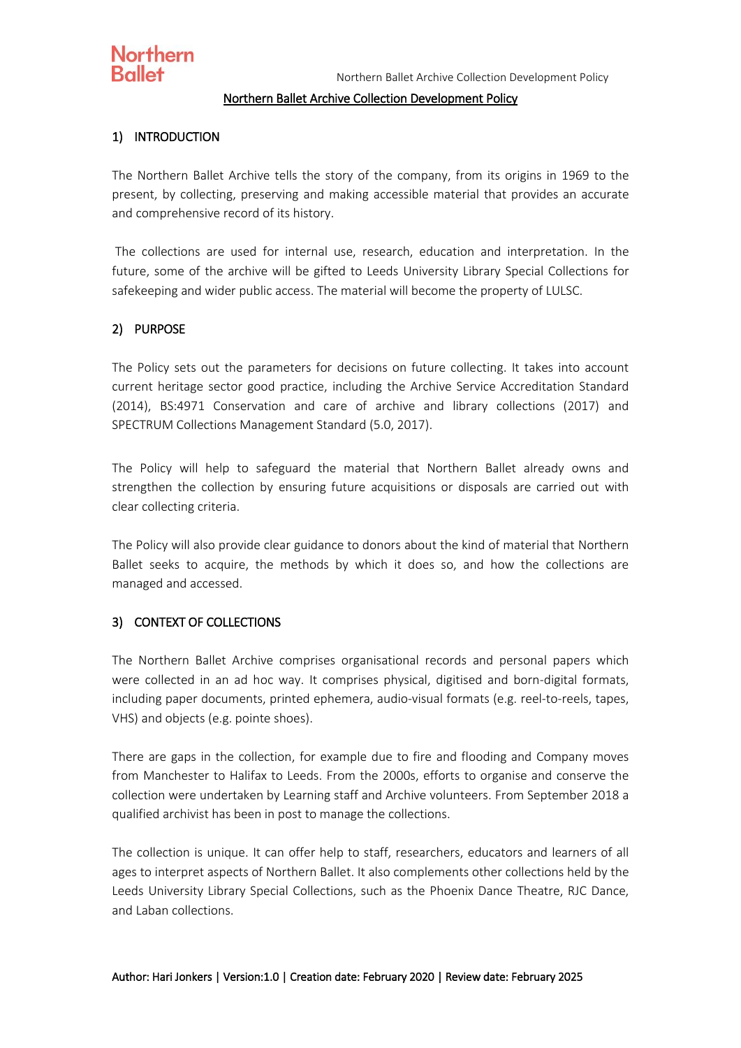# Northern Ballet Archive Collection Development Policy

## 1) INTRODUCTION

The Northern Ballet Archive tells the story of the company, from its origins in 1969 to the present, by collecting, preserving and making accessible material that provides an accurate and comprehensive record of its history.

The collections are used for internal use, research, education and interpretation. In the future, some of the archive will be gifted to Leeds University Library Special Collections for safekeeping and wider public access. The material will become the property of LULSC.

## 2) PURPOSE

The Policy sets out the parameters for decisions on future collecting. It takes into account current heritage sector good practice, including the Archive Service Accreditation Standard (2014), BS:4971 Conservation and care of archive and library collections (2017) and SPECTRUM Collections Management Standard (5.0, 2017).

The Policy will help to safeguard the material that Northern Ballet already owns and strengthen the collection by ensuring future acquisitions or disposals are carried out with clear collecting criteria.

The Policy will also provide clear guidance to donors about the kind of material that Northern Ballet seeks to acquire, the methods by which it does so, and how the collections are managed and accessed.

## 3) CONTEXT OF COLLECTIONS

The Northern Ballet Archive comprises organisational records and personal papers which were collected in an ad hoc way. It comprises physical, digitised and born-digital formats, including paper documents, printed ephemera, audio-visual formats (e.g. reel-to-reels, tapes, VHS) and objects (e.g. pointe shoes).

There are gaps in the collection, for example due to fire and flooding and Company moves from Manchester to Halifax to Leeds. From the 2000s, efforts to organise and conserve the collection were undertaken by Learning staff and Archive volunteers. From September 2018 a qualified archivist has been in post to manage the collections.

The collection is unique. It can offer help to staff, researchers, educators and learners of all ages to interpret aspects of Northern Ballet. It also complements other collections held by the Leeds University Library Special Collections, such as the Phoenix Dance Theatre, RJC Dance, and Laban collections.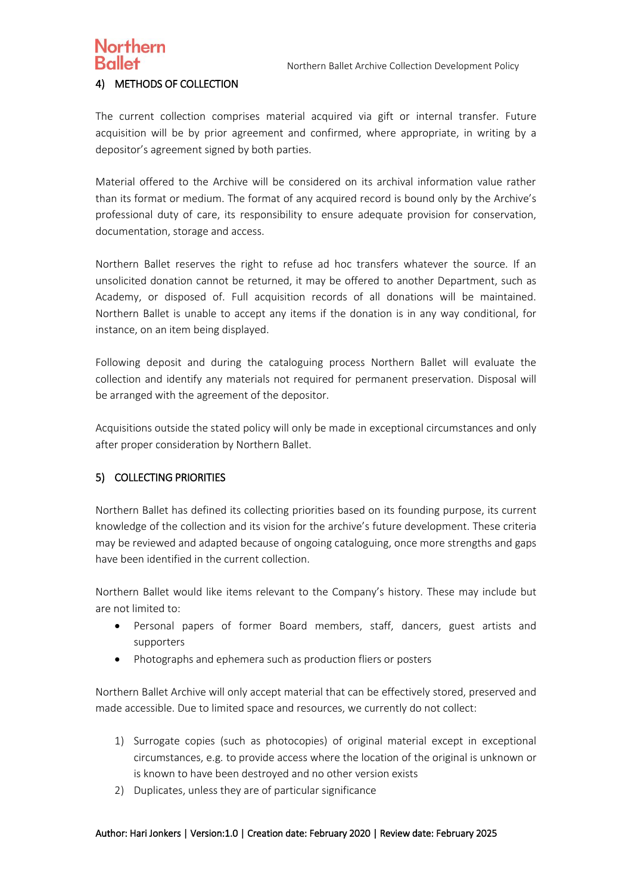## 4) METHODS OF COLLECTION

The current collection comprises material acquired via gift or internal transfer. Future acquisition will be by prior agreement and confirmed, where appropriate, in writing by a depositor's agreement signed by both parties.

Material offered to the Archive will be considered on its archival information value rather than its format or medium. The format of any acquired record is bound only by the Archive's professional duty of care, its responsibility to ensure adequate provision for conservation, documentation, storage and access.

Northern Ballet reserves the right to refuse ad hoc transfers whatever the source. If an unsolicited donation cannot be returned, it may be offered to another Department, such as Academy, or disposed of. Full acquisition records of all donations will be maintained. Northern Ballet is unable to accept any items if the donation is in any way conditional, for instance, on an item being displayed.

Following deposit and during the cataloguing process Northern Ballet will evaluate the collection and identify any materials not required for permanent preservation. Disposal will be arranged with the agreement of the depositor.

Acquisitions outside the stated policy will only be made in exceptional circumstances and only after proper consideration by Northern Ballet.

## 5) COLLECTING PRIORITIES

Northern Ballet has defined its collecting priorities based on its founding purpose, its current knowledge of the collection and its vision for the archive's future development. These criteria may be reviewed and adapted because of ongoing cataloguing, once more strengths and gaps have been identified in the current collection.

Northern Ballet would like items relevant to the Company's history. These may include but are not limited to:

- Personal papers of former Board members, staff, dancers, guest artists and supporters
- Photographs and ephemera such as production fliers or posters

Northern Ballet Archive will only accept material that can be effectively stored, preserved and made accessible. Due to limited space and resources, we currently do not collect:

1) Surrogate copies (such as photocopies) of original material except in exceptional circumstances, e.g. to provide access where the location of the original is unknown or is known to have been destroyed and no other version exists
2) Duplicates, unless they are of particular significance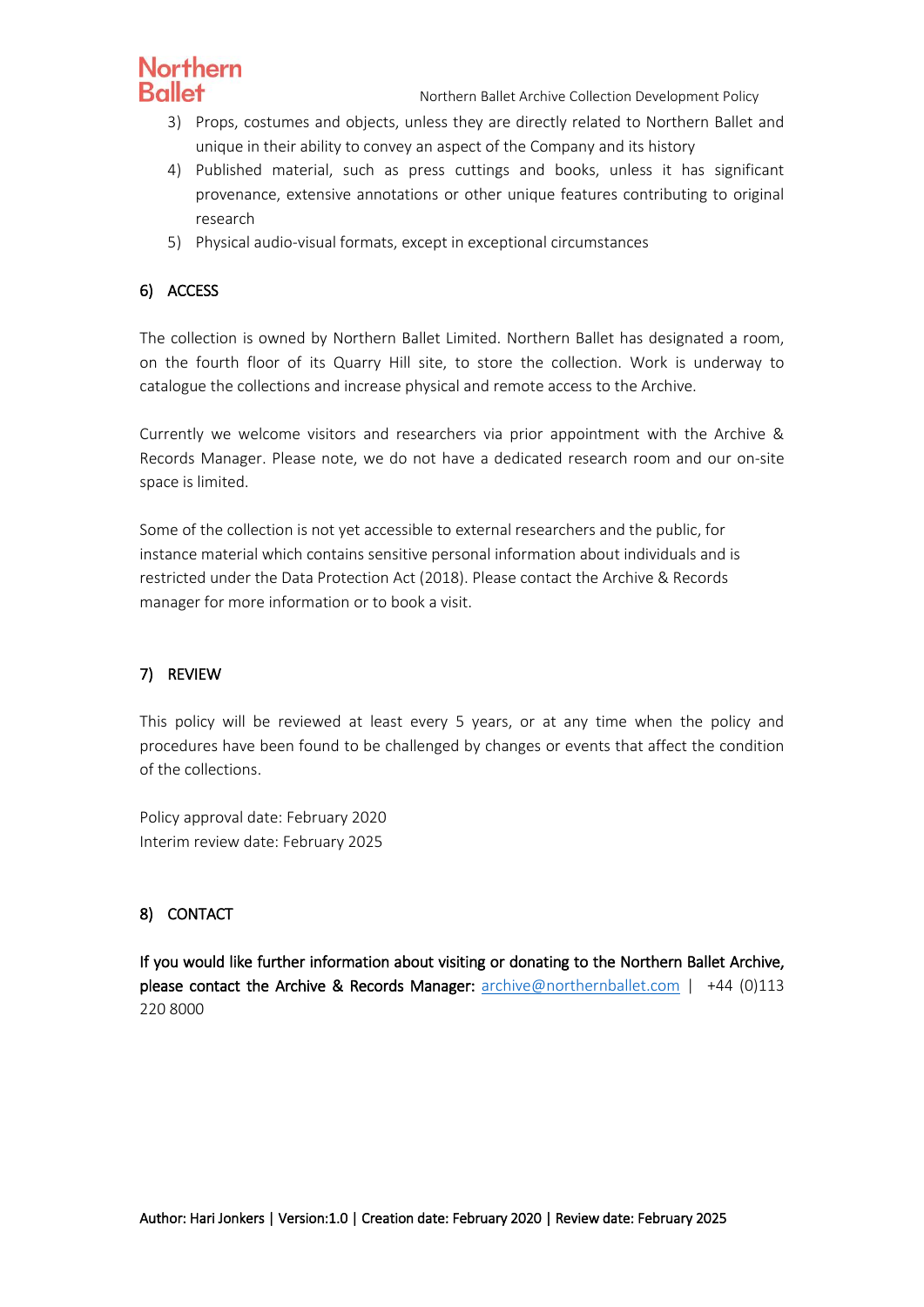3) Props, costumes and objects, unless they are directly related to Northern Ballet and unique in their ability to convey an aspect of the Company and its history
4) Published material, such as press cuttings and books, unless it has significant provenance, extensive annotations or other unique features contributing to original research
5) Physical audio-visual formats, except in exceptional circumstances

## 6) ACCESS

The collection is owned by Northern Ballet Limited. Northern Ballet has designated a room, on the fourth floor of its Quarry Hill site, to store the collection. Work is underway to catalogue the collections and increase physical and remote access to the Archive.

Currently we welcome visitors and researchers via prior appointment with the Archive & Records Manager. Please note, we do not have a dedicated research room and our on-site space is limited.

Some of the collection is not yet accessible to external researchers and the public, for instance material which contains sensitive personal information about individuals and is restricted under the Data Protection Act (2018). Please contact the Archive & Records manager for more information or to book a visit.

## 7) REVIEW

This policy will be reviewed at least every 5 years, or at any time when the policy and procedures have been found to be challenged by changes or events that affect the condition of the collections.

Policy approval date: February 2020
Interim review date: February 2025

## 8) CONTACT

**If you would like further information about visiting or donating to the Northern Ballet Archive, please contact the Archive & Records Manager:** archive@northernballet.com | +44 (0)113 220 8000

Author: Hari Jonkers | Version:1.0 | Creation date: February 2020 | Review date: February 2025